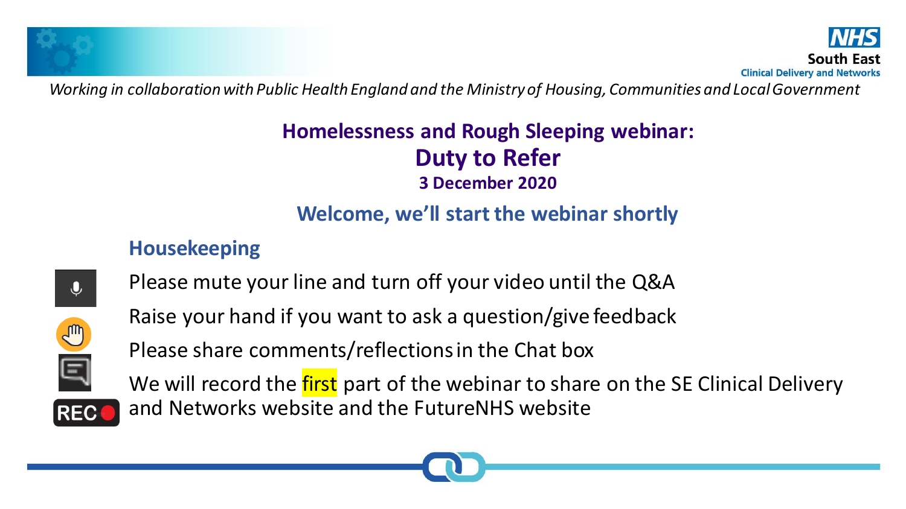NHS South East Clinical Delivery and Networks

*Working in collaboration with Public Health England and the Ministry of Housing, Communities and Local Government*

# Homelessness and Rough Sleeping webinar: Duty to Refer

**3 December 2020**

## Welcome, we'll start the webinar shortly

### Housekeeping

- Please mute your line and turn off your video until the Q&A
- Raise your hand if you want to ask a question/give feedback
- Please share comments/reflections in the Chat box
- We will record the first part of the webinar to share on the SE Clinical Delivery and Networks website and the FutureNHS website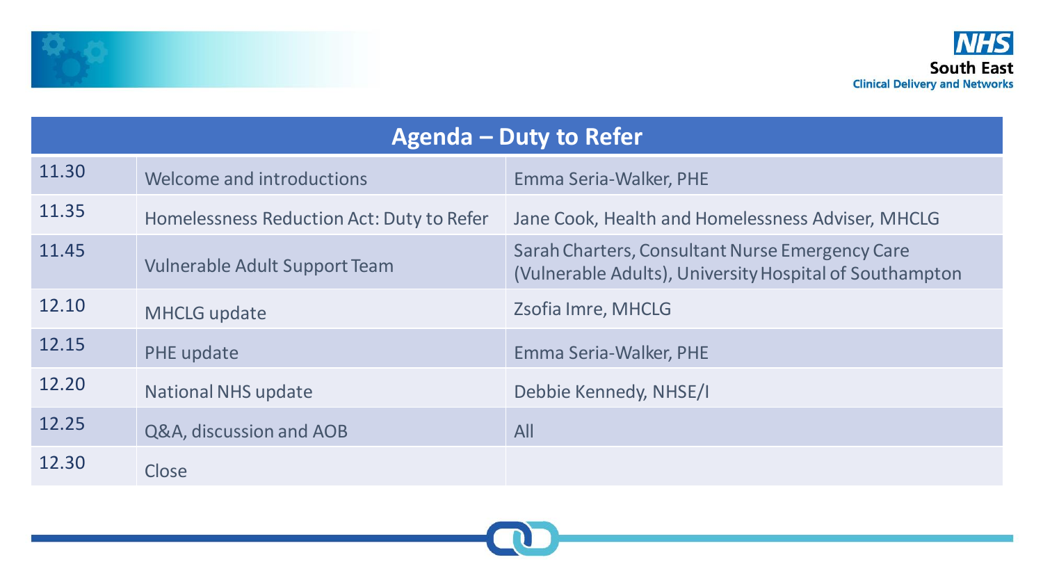| Agenda – Duty to Refer | | |
|---|---|---|
| 11.30 | Welcome and introductions | Emma Seria-Walker, PHE |
| 11.35 | Homelessness Reduction Act: Duty to Refer | Jane Cook, Health and Homelessness Adviser, MHCLG |
| 11.45 | Vulnerable Adult Support Team | Sarah Charters, Consultant Nurse Emergency Care (Vulnerable Adults), University Hospital of Southampton |
| 12.10 | MHCLG update | Zsofia Imre, MHCLG |
| 12.15 | PHE update | Emma Seria-Walker, PHE |
| 12.20 | National NHS update | Debbie Kennedy, NHSE/I |
| 12.25 | Q&A, discussion and AOB | All |
| 12.30 | Close | |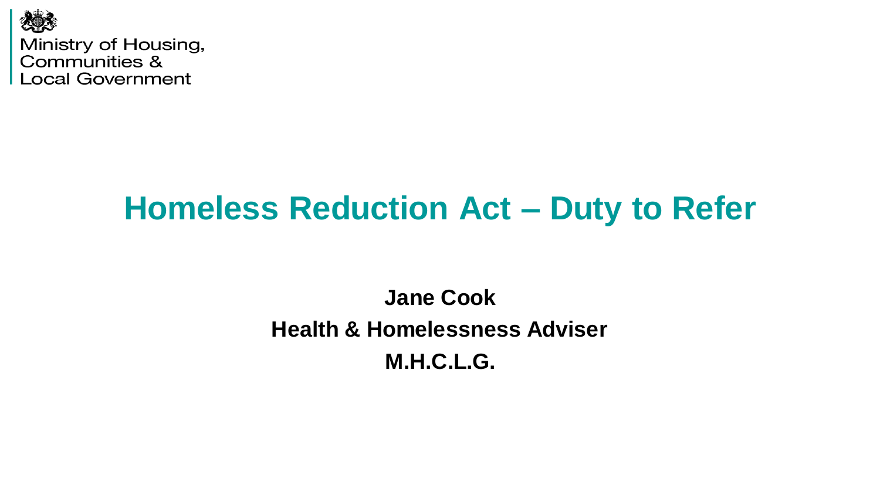Ministry of Housing, Communities & Local Government

# Homeless Reduction Act – Duty to Refer

**Jane Cook**

**Health & Homelessness Adviser**

**M.H.C.L.G.**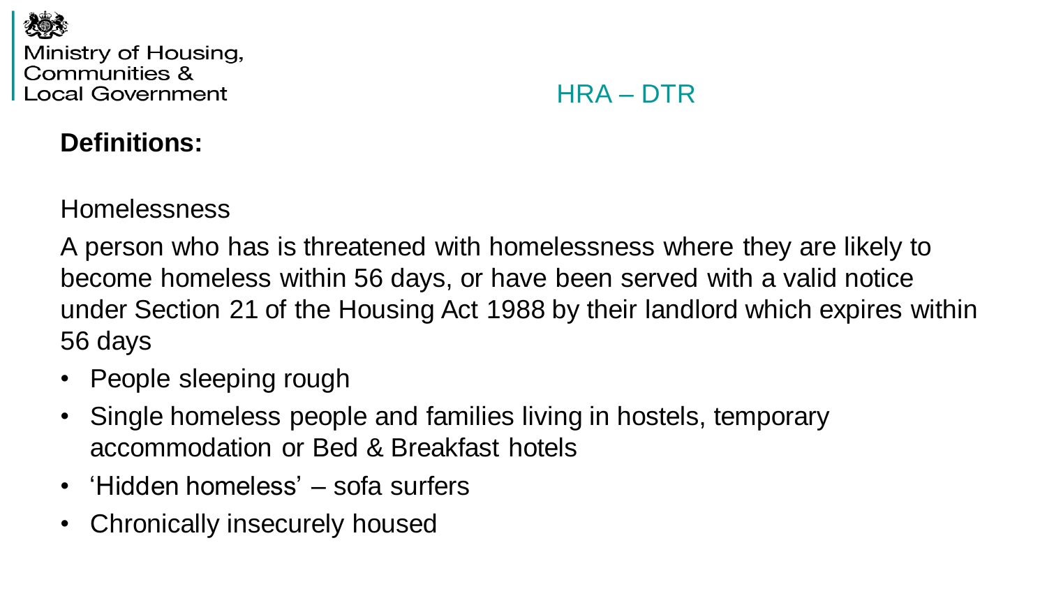HRA – DTR

**Definitions:**

Homelessness

A person who has is threatened with homelessness where they are likely to become homeless within 56 days, or have been served with a valid notice under Section 21 of the Housing Act 1988 by their landlord which expires within 56 days

- People sleeping rough
- Single homeless people and families living in hostels, temporary accommodation or Bed & Breakfast hotels
- 'Hidden homeless' – sofa surfers
- Chronically insecurely housed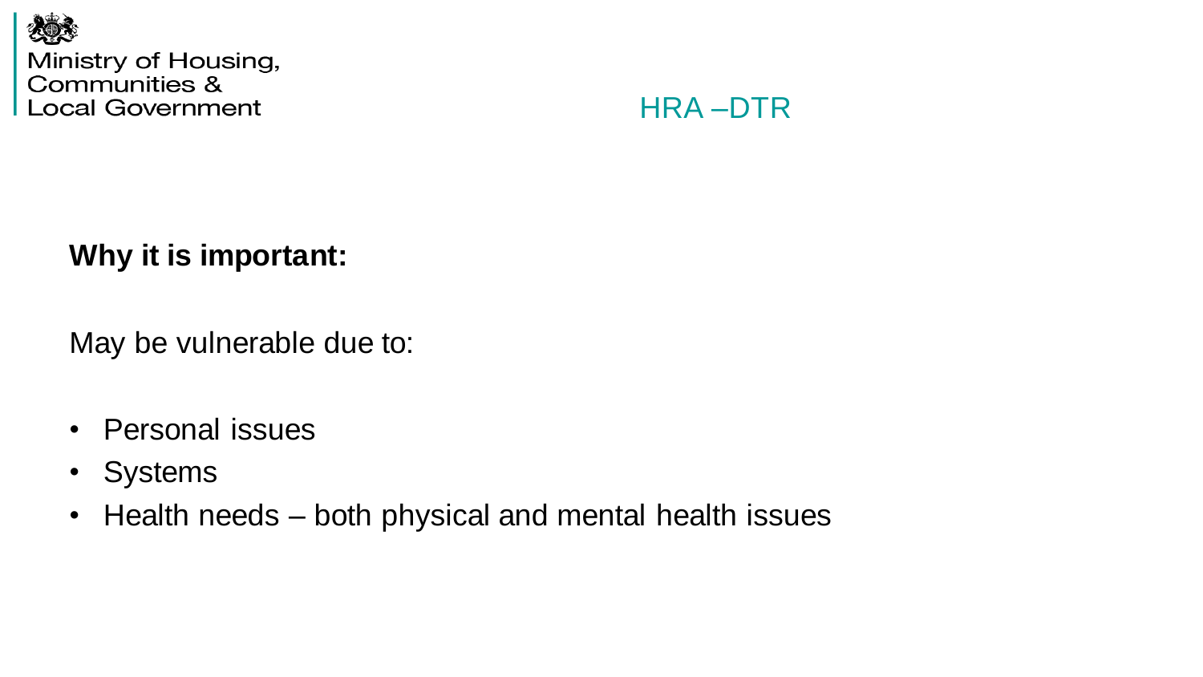Ministry of Housing, Communities & Local Government

## HRA –DTR

**Why it is important:**

May be vulnerable due to:

- Personal issues
- Systems
- Health needs – both physical and mental health issues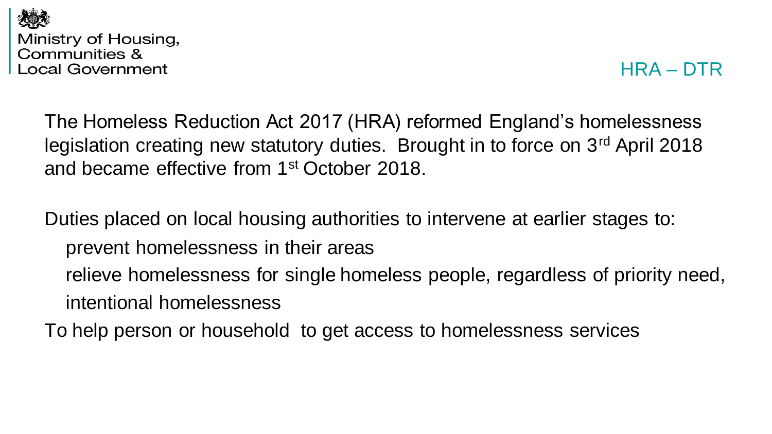## HRA – DTR

The Homeless Reduction Act 2017 (HRA) reformed England's homelessness legislation creating new statutory duties. Brought in to force on 3rd April 2018 and became effective from 1st October 2018.

Duties placed on local housing authorities to intervene at earlier stages to:

- prevent homelessness in their areas
- relieve homelessness for single homeless people, regardless of priority need, intentional homelessness

To help person or household to get access to homelessness services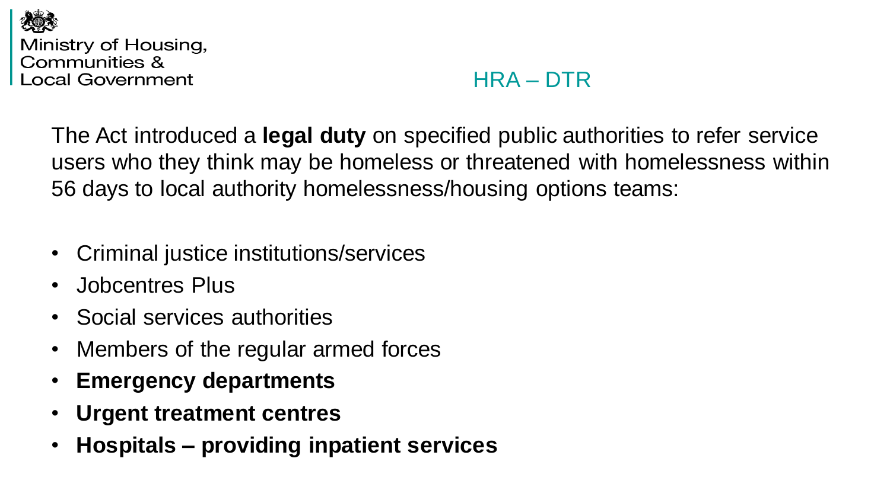## HRA – DTR

The Act introduced a **legal duty** on specified public authorities to refer service users who they think may be homeless or threatened with homelessness within 56 days to local authority homelessness/housing options teams:

- Criminal justice institutions/services
- Jobcentres Plus
- Social services authorities
- Members of the regular armed forces
- **Emergency departments**
- **Urgent treatment centres**
- **Hospitals – providing inpatient services**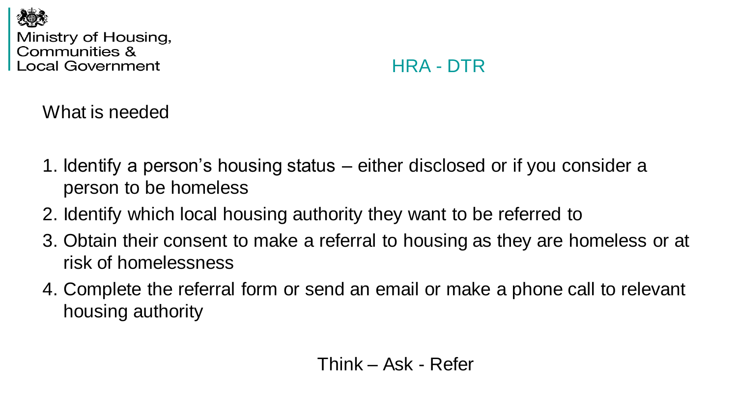## HRA - DTR

### What is needed

1. Identify a person’s housing status – either disclosed or if you consider a person to be homeless
2. Identify which local housing authority they want to be referred to
3. Obtain their consent to make a referral to housing as they are homeless or at risk of homelessness
4. Complete the referral form or send an email or make a phone call to relevant housing authority

Think – Ask - Refer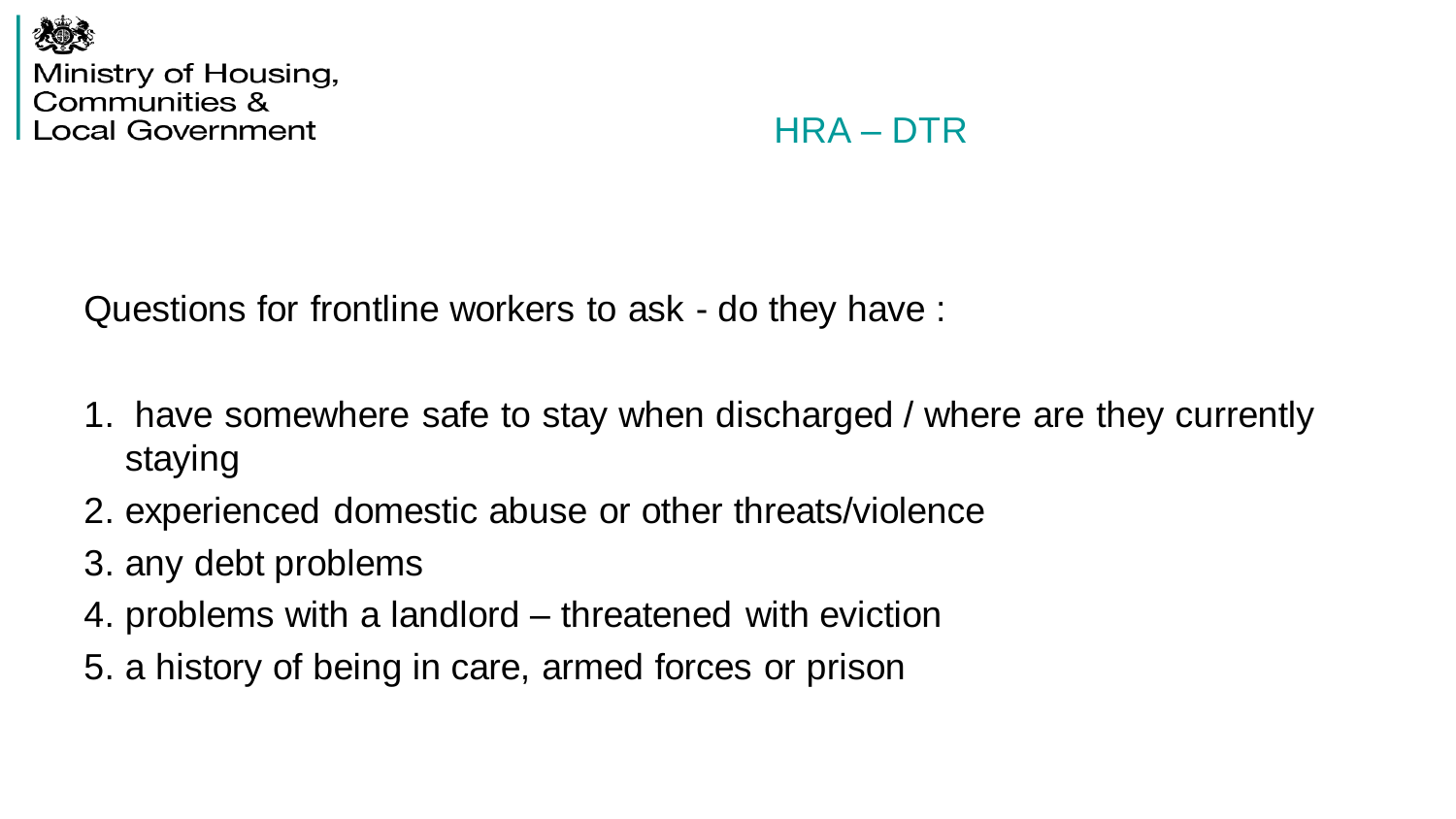## HRA – DTR

Questions for frontline workers to ask - do they have :

1. have somewhere safe to stay when discharged / where are they currently staying
2. experienced domestic abuse or other threats/violence
3. any debt problems
4. problems with a landlord – threatened with eviction
5. a history of being in care, armed forces or prison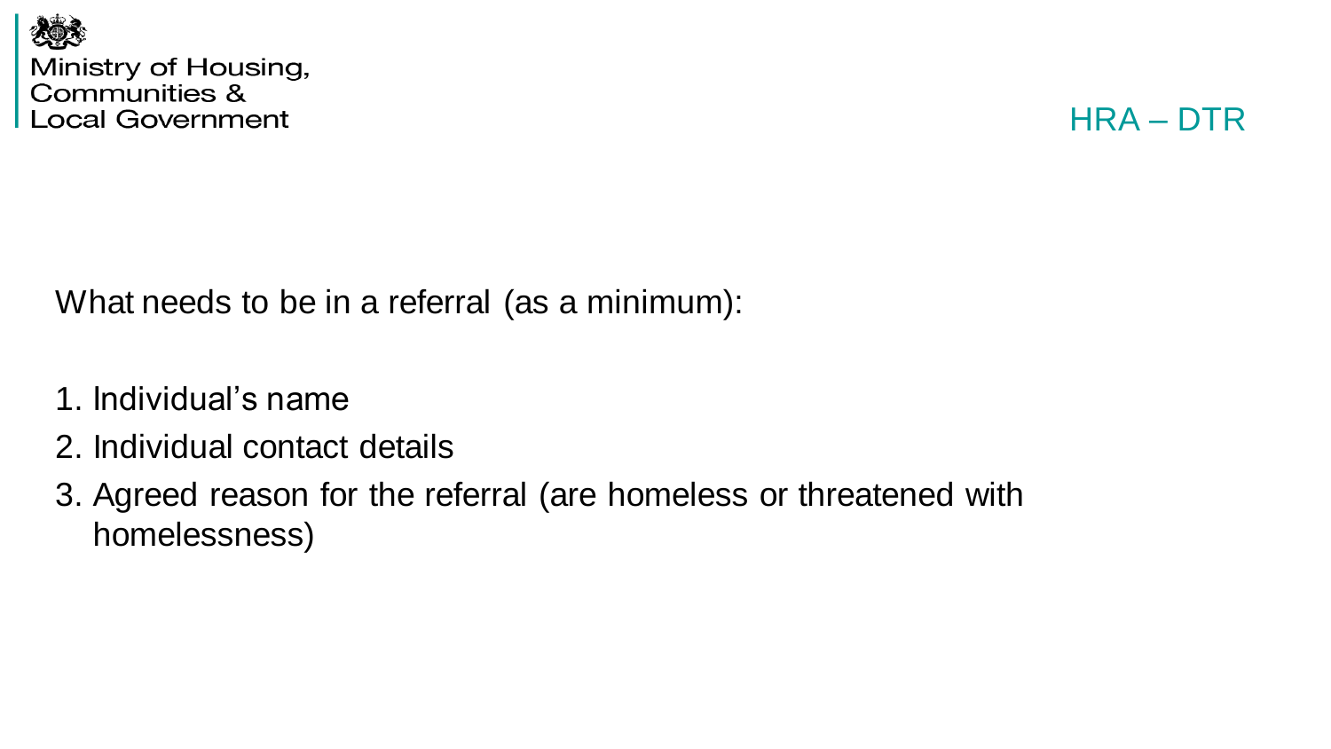## HRA – DTR

What needs to be in a referral (as a minimum):

1. Individual's name
2. Individual contact details
3. Agreed reason for the referral (are homeless or threatened with homelessness)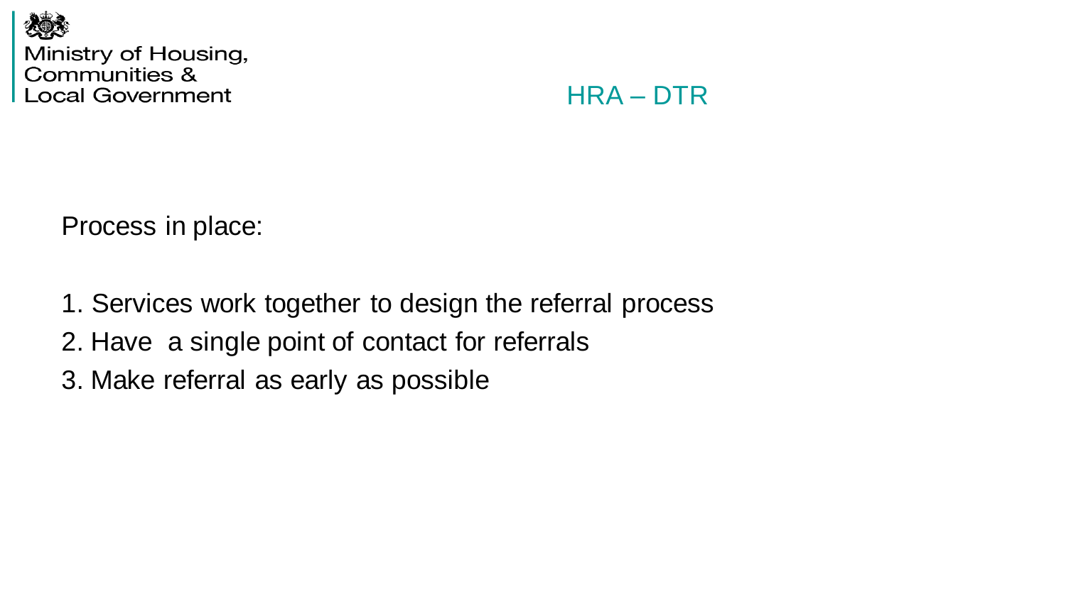Ministry of Housing, Communities & Local Government

## HRA – DTR

Process in place:

1. Services work together to design the referral process
2. Have a single point of contact for referrals
3. Make referral as early as possible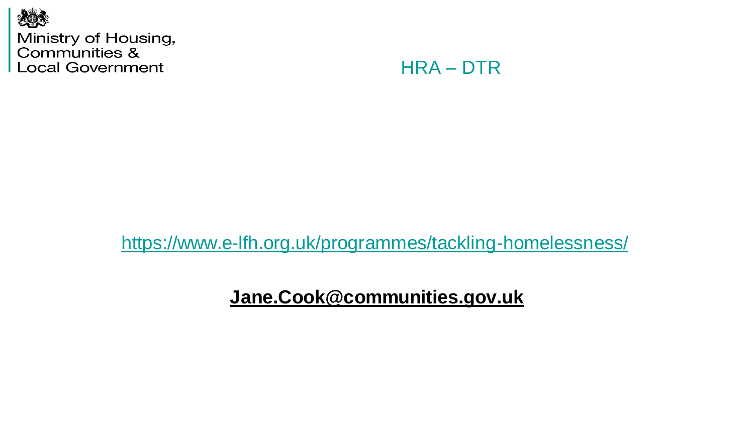Ministry of Housing, Communities & Local Government

# HRA – DTR

https://www.e-lfh.org.uk/programmes/tackling-homelessness/

**Jane.Cook@communities.gov.uk**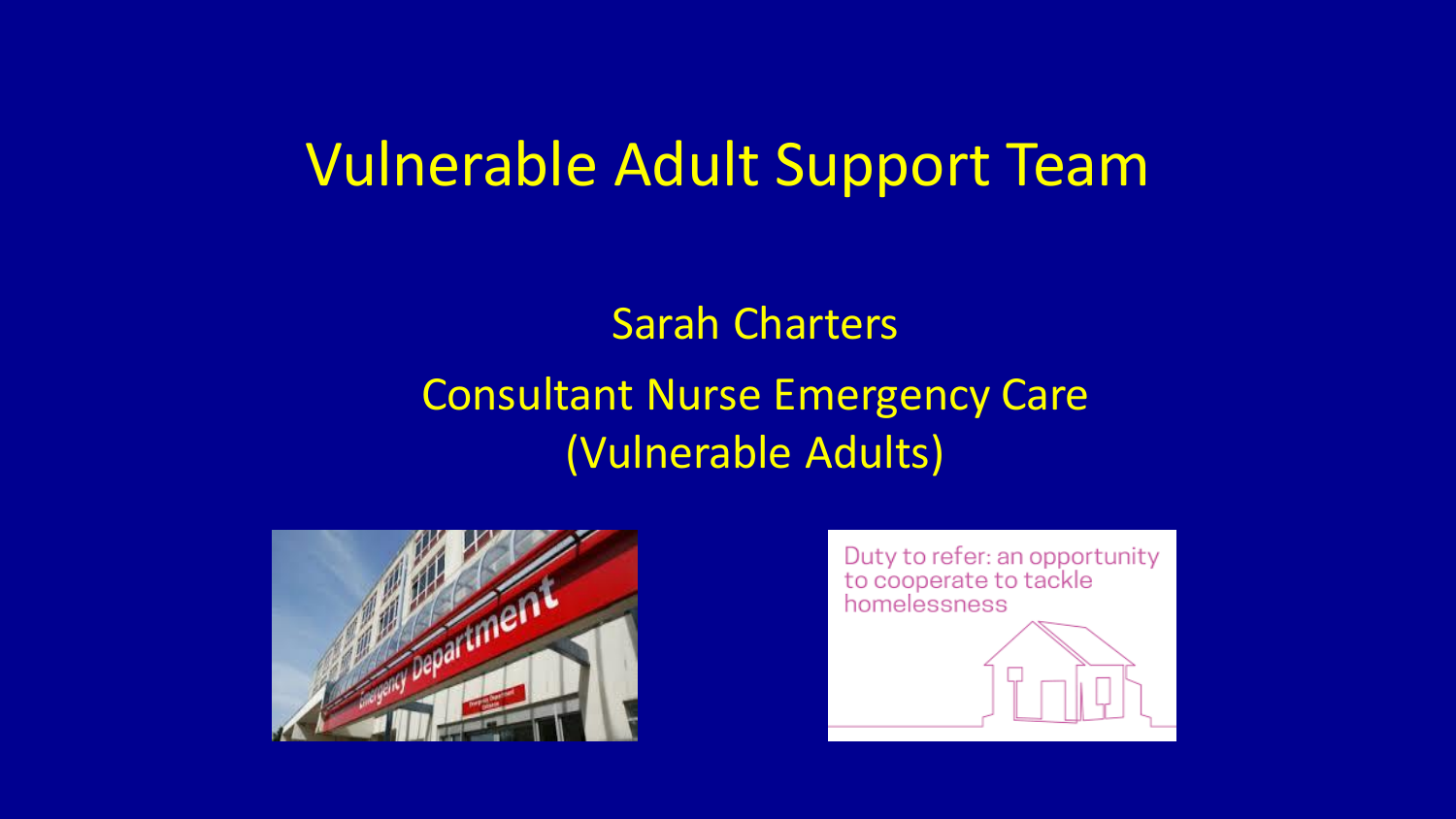# Vulnerable Adult Support Team

Sarah Charters

Consultant Nurse Emergency Care (Vulnerable Adults)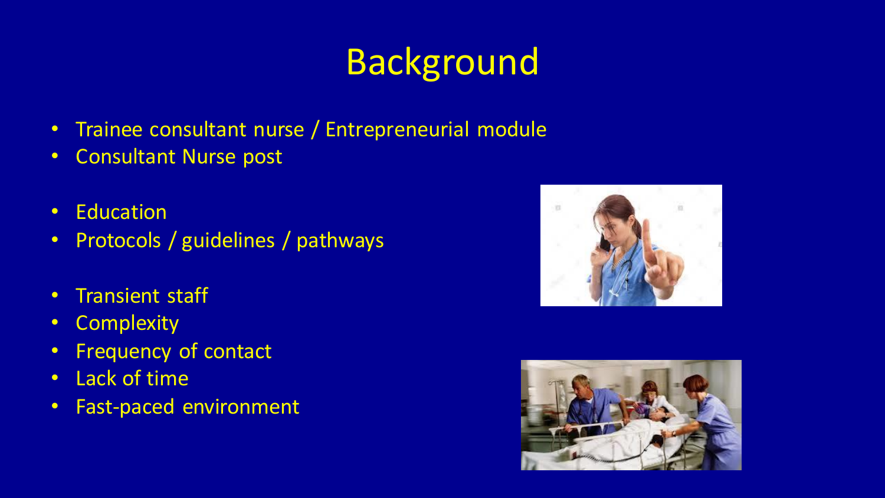# Background

- Trainee consultant nurse / Entrepreneurial module
- Consultant Nurse post

- Education
- Protocols / guidelines / pathways

- Transient staff
- Complexity
- Frequency of contact
- Lack of time
- Fast-paced environment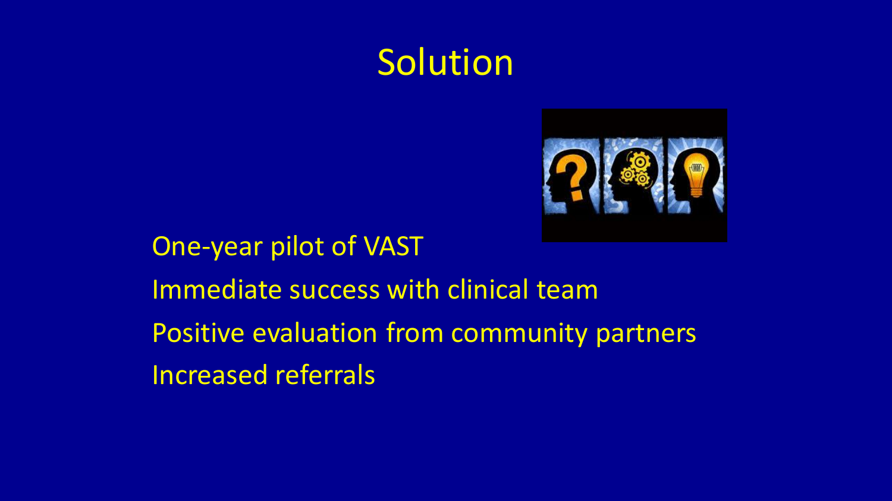# Solution

- One-year pilot of VAST
- Immediate success with clinical team
- Positive evaluation from community partners
- Increased referrals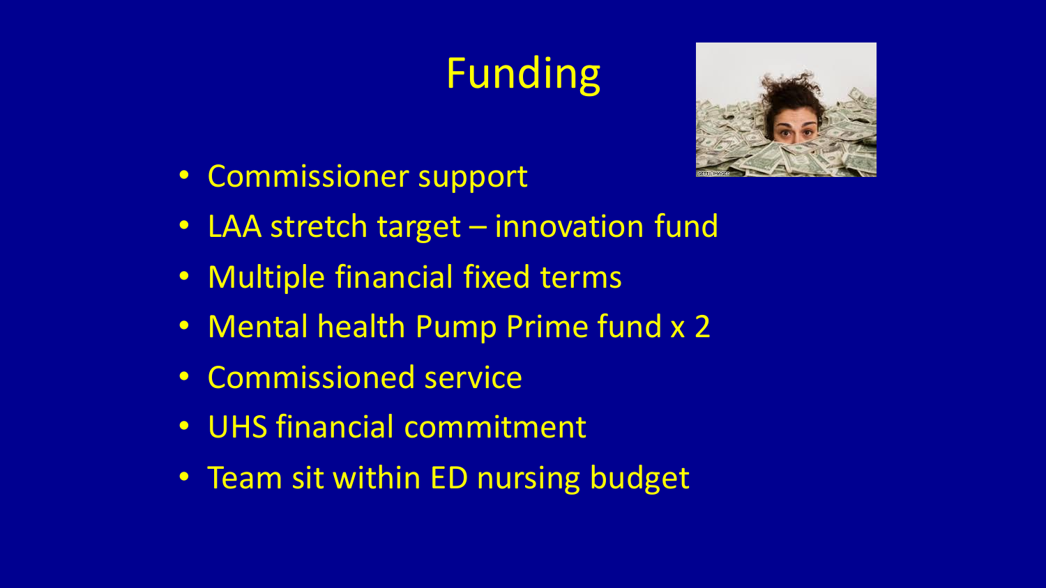# Funding

- Commissioner support
- LAA stretch target – innovation fund
- Multiple financial fixed terms
- Mental health Pump Prime fund x 2
- Commissioned service
- UHS financial commitment
- Team sit within ED nursing budget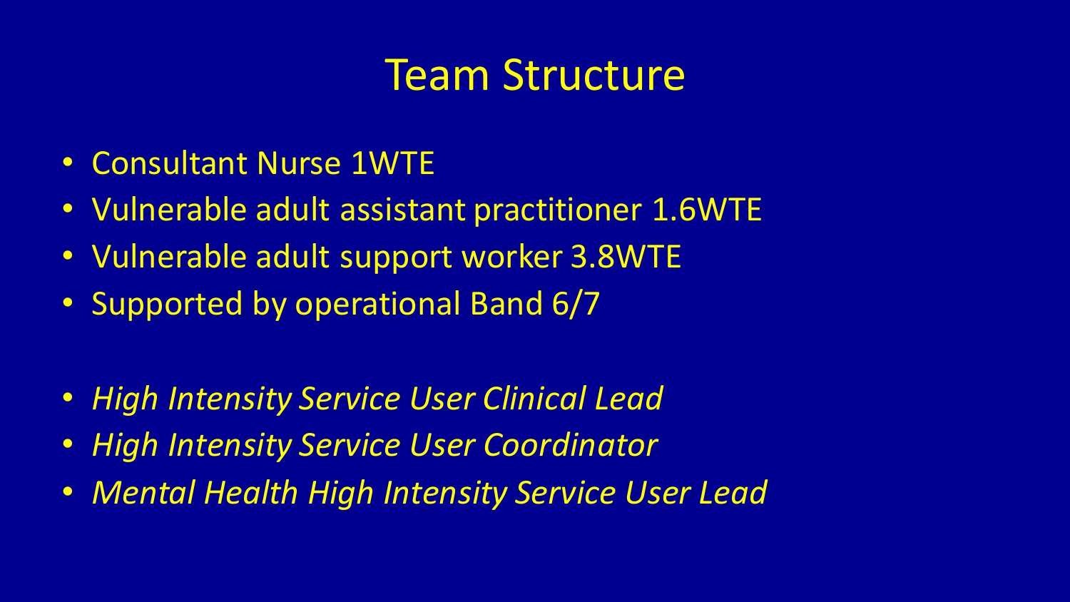# Team Structure

- Consultant Nurse 1WTE
- Vulnerable adult assistant practitioner 1.6WTE
- Vulnerable adult support worker 3.8WTE
- Supported by operational Band 6/7

- *High Intensity Service User Clinical Lead*
- *High Intensity Service User Coordinator*
- *Mental Health High Intensity Service User Lead*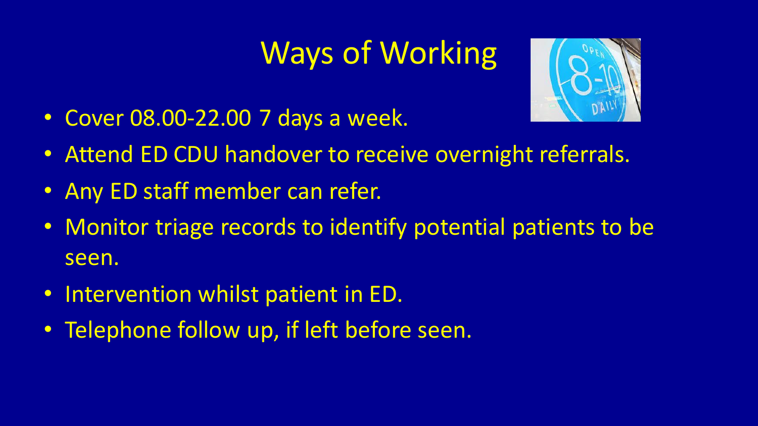# Ways of Working

- Cover 08.00-22.00 7 days a week.
- Attend ED CDU handover to receive overnight referrals.
- Any ED staff member can refer.
- Monitor triage records to identify potential patients to be seen.
- Intervention whilst patient in ED.
- Telephone follow up, if left before seen.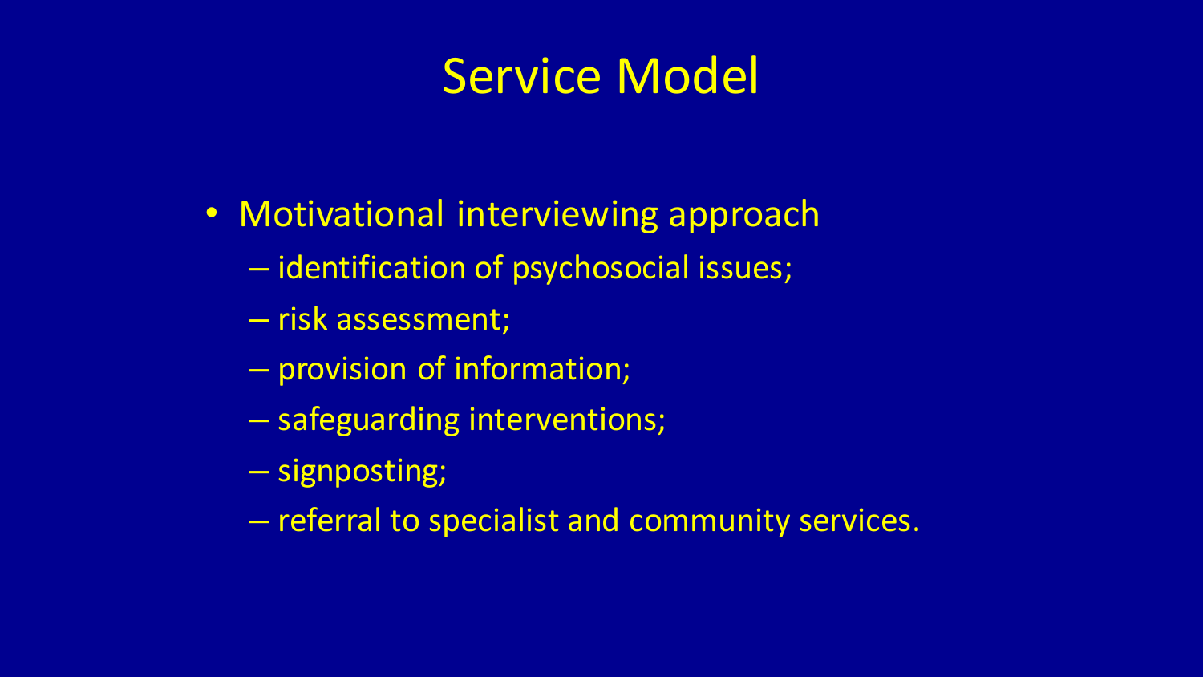# Service Model

- Motivational interviewing approach
  - identification of psychosocial issues;
  - risk assessment;
  - provision of information;
  - safeguarding interventions;
  - signposting;
  - referral to specialist and community services.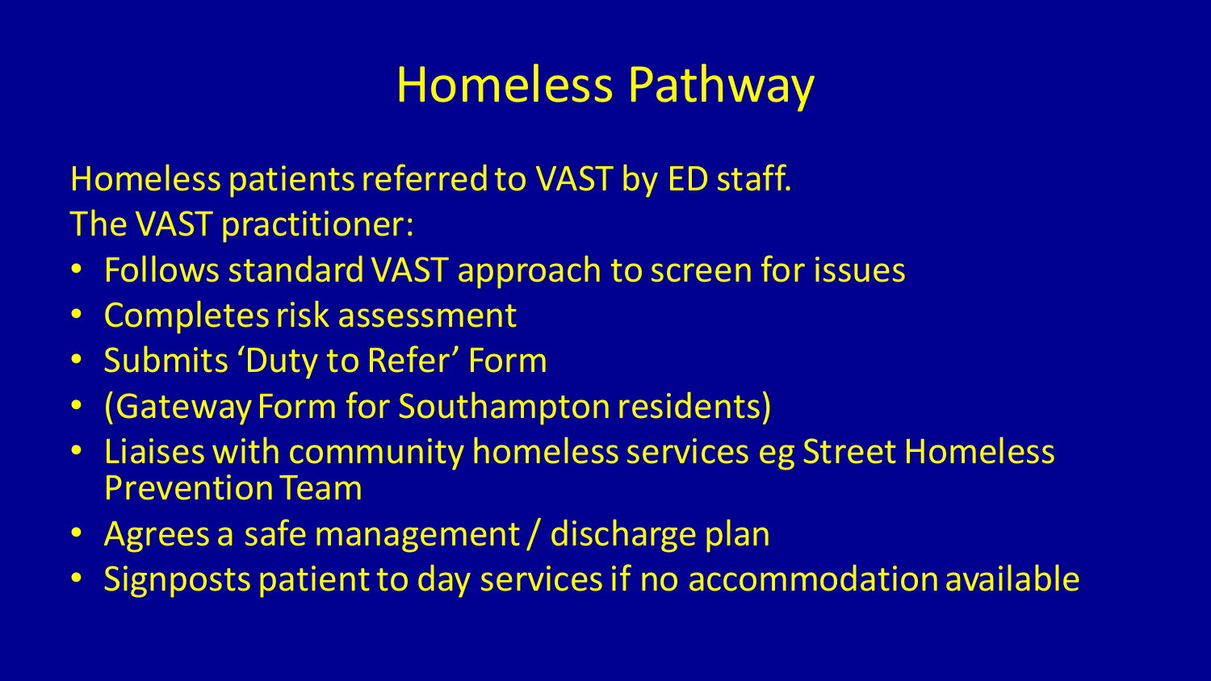# Homeless Pathway

Homeless patients referred to VAST by ED staff.

The VAST practitioner:

- Follows standard VAST approach to screen for issues
- Completes risk assessment
- Submits 'Duty to Refer' Form
- (Gateway Form for Southampton residents)
- Liaises with community homeless services eg Street Homeless Prevention Team
- Agrees a safe management / discharge plan
- Signposts patient to day services if no accommodation available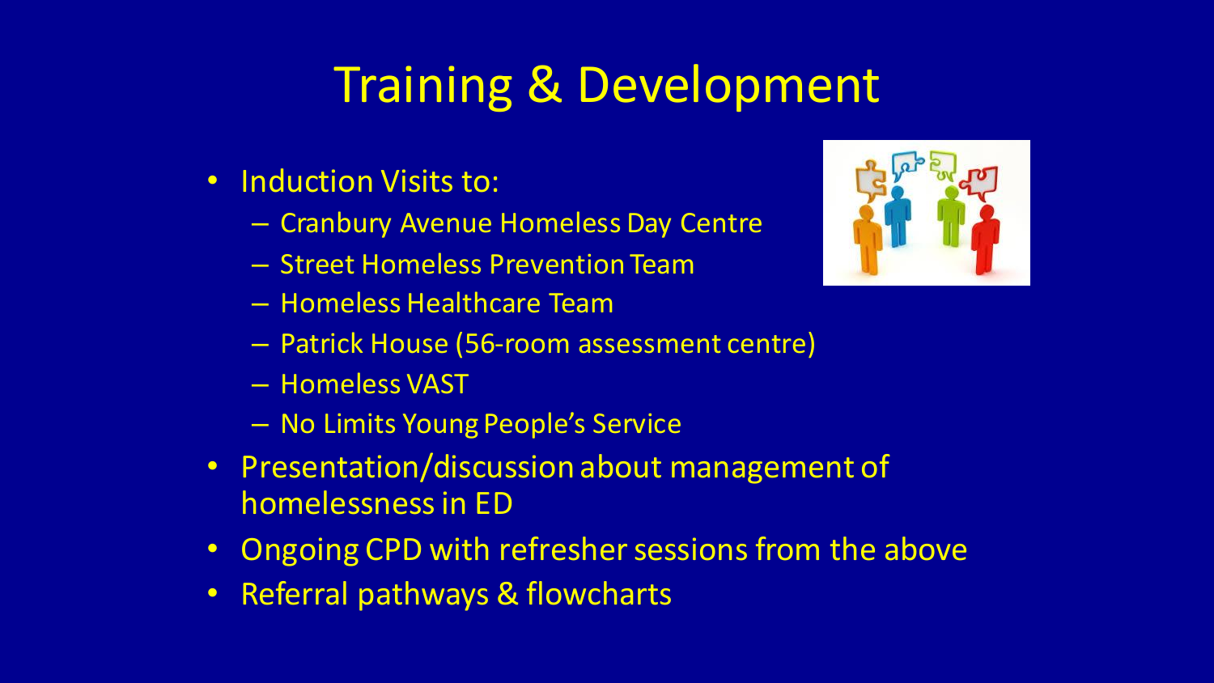# Training & Development

- Induction Visits to:
  - Cranbury Avenue Homeless Day Centre
  - Street Homeless Prevention Team
  - Homeless Healthcare Team
  - Patrick House (56-room assessment centre)
  - Homeless VAST
  - No Limits Young People's Service
- Presentation/discussion about management of homelessness in ED
- Ongoing CPD with refresher sessions from the above
- Referral pathways & flowcharts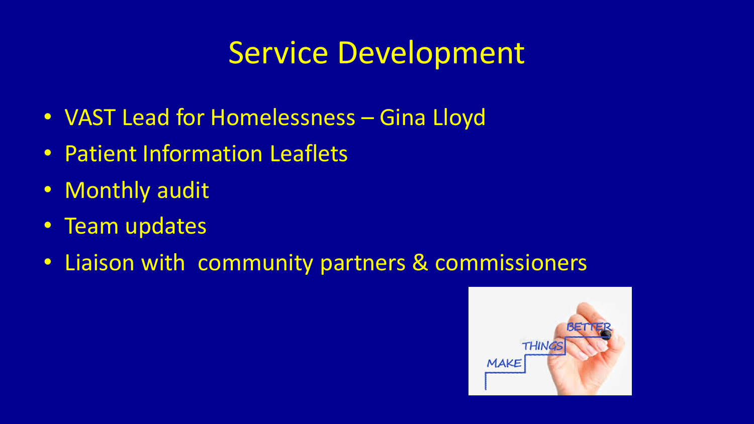# Service Development

- VAST Lead for Homelessness – Gina Lloyd
- Patient Information Leaflets
- Monthly audit
- Team updates
- Liaison with  community partners & commissioners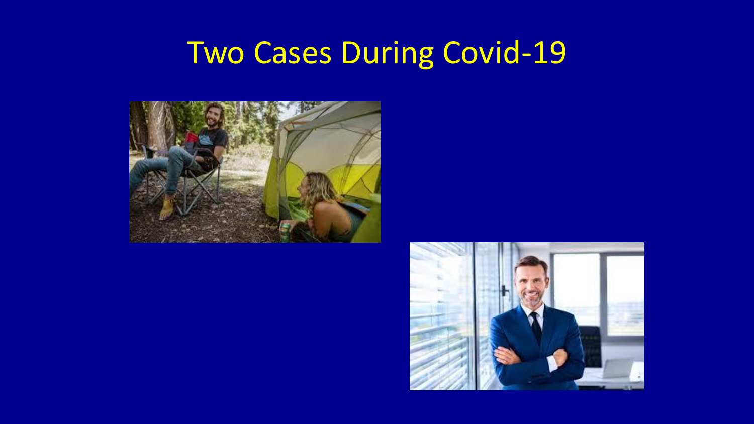# Two Cases During Covid-19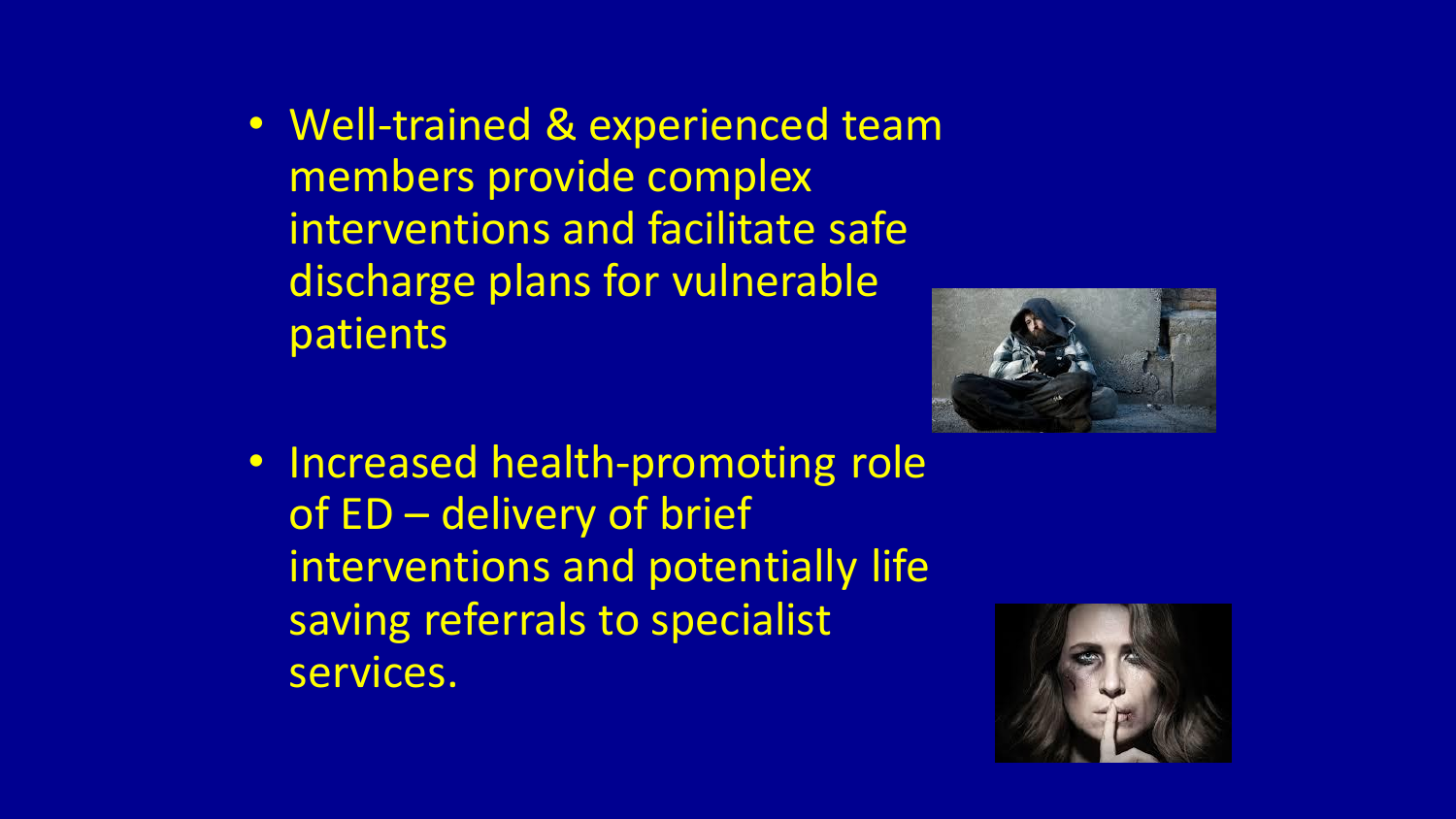- Well-trained & experienced team members provide complex interventions and facilitate safe discharge plans for vulnerable patients

- Increased health-promoting role of ED – delivery of brief interventions and potentially life saving referrals to specialist services.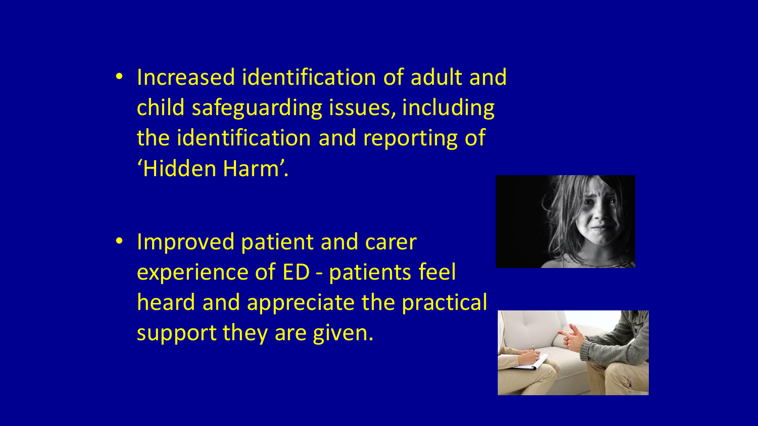- Increased identification of adult and child safeguarding issues, including the identification and reporting of 'Hidden Harm'.

- Improved patient and carer experience of ED - patients feel heard and appreciate the practical support they are given.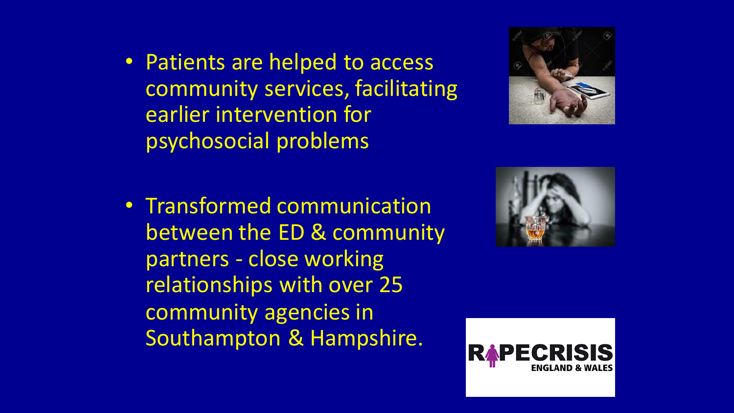- Patients are helped to access community services, facilitating earlier intervention for psychosocial problems

- Transformed communication between the ED & community partners - close working relationships with over 25 community agencies in Southampton & Hampshire.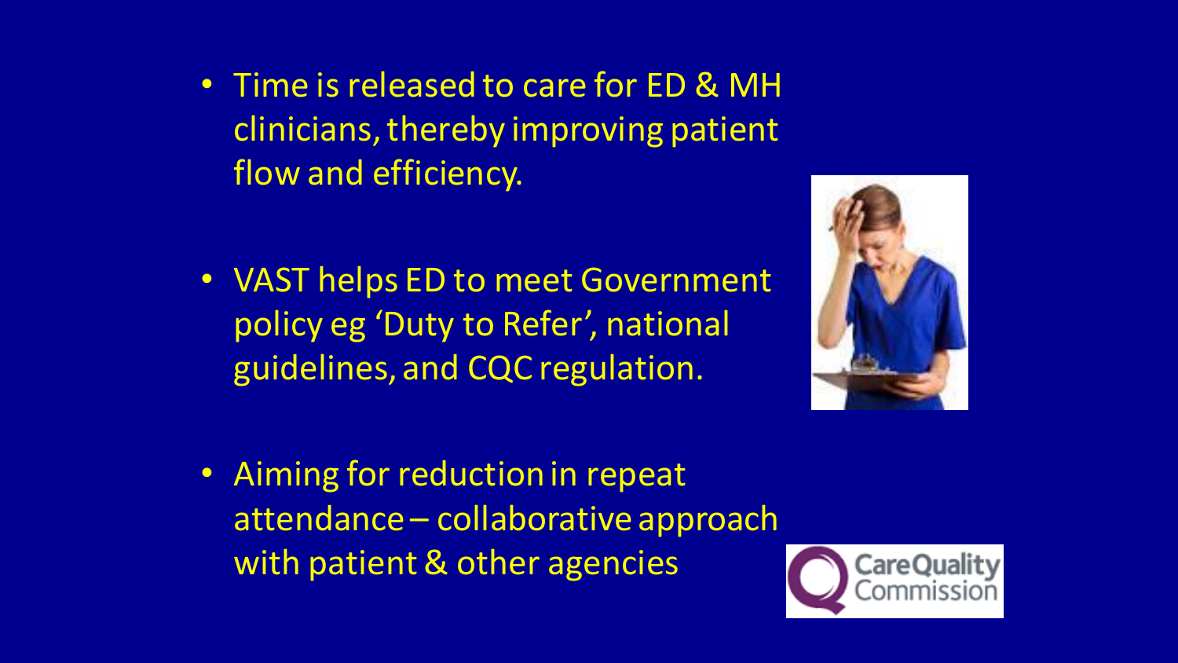- Time is released to care for ED & MH clinicians, thereby improving patient flow and efficiency.

- VAST helps ED to meet Government policy eg 'Duty to Refer', national guidelines, and CQC regulation.

- Aiming for reduction in repeat attendance – collaborative approach with patient & other agencies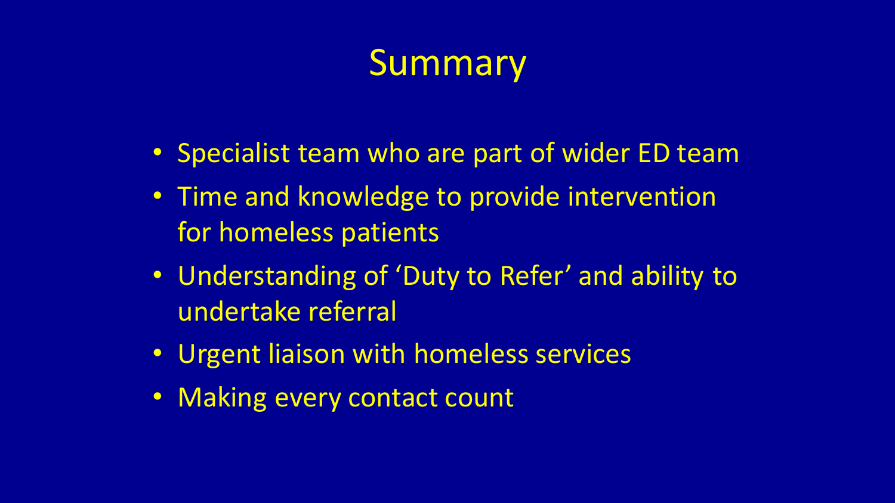# Summary

- Specialist team who are part of wider ED team
- Time and knowledge to provide intervention for homeless patients
- Understanding of 'Duty to Refer' and ability to undertake referral
- Urgent liaison with homeless services
- Making every contact count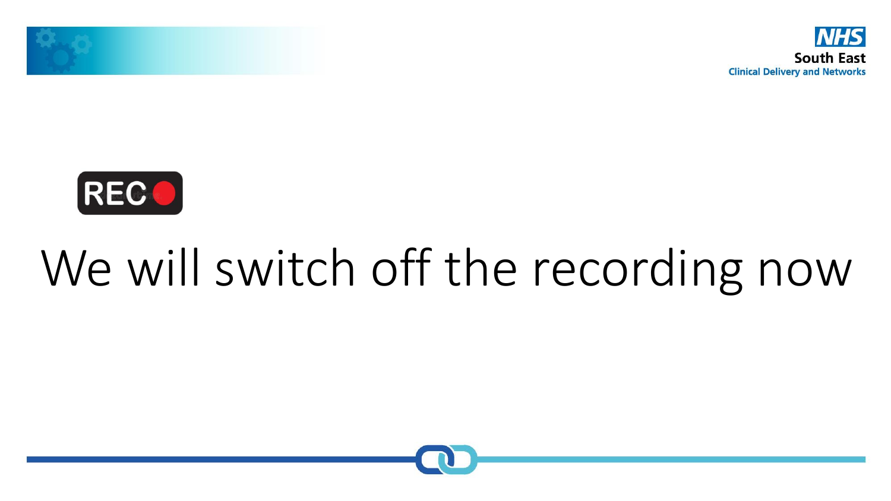REC

# We will switch off the recording now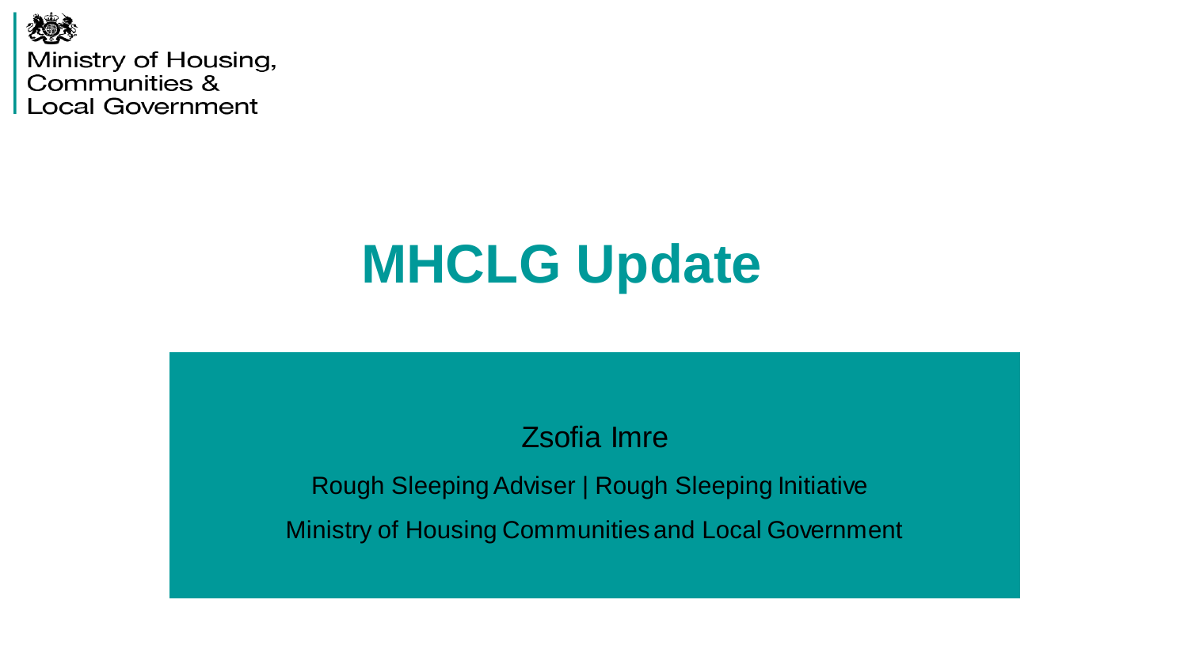Ministry of Housing,
Communities &
Local Government

# MHCLG Update

Zsofia Imre

Rough Sleeping Adviser | Rough Sleeping Initiative

Ministry of Housing Communities and Local Government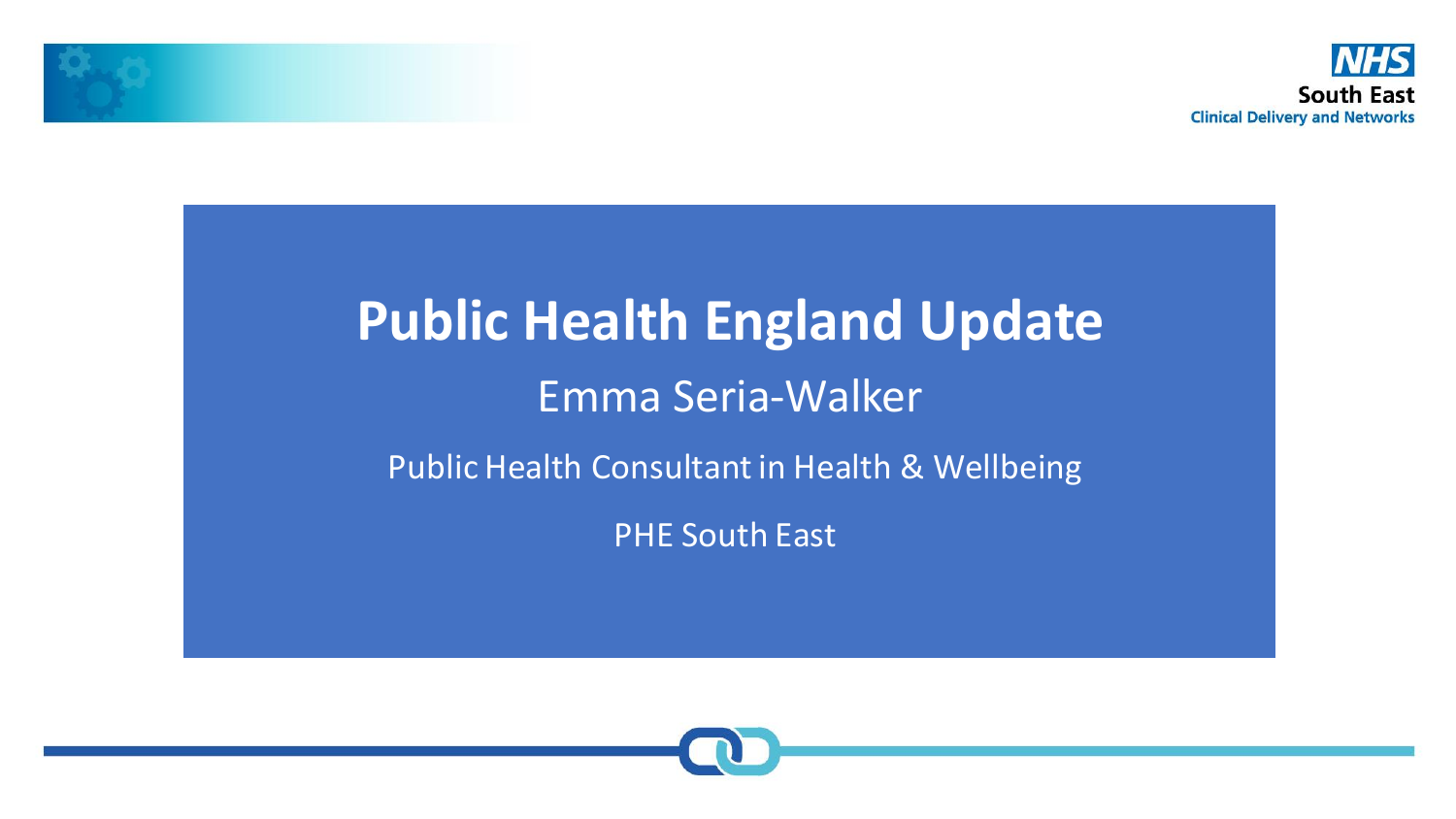# Public Health England Update

Emma Seria-Walker

Public Health Consultant in Health & Wellbeing

PHE South East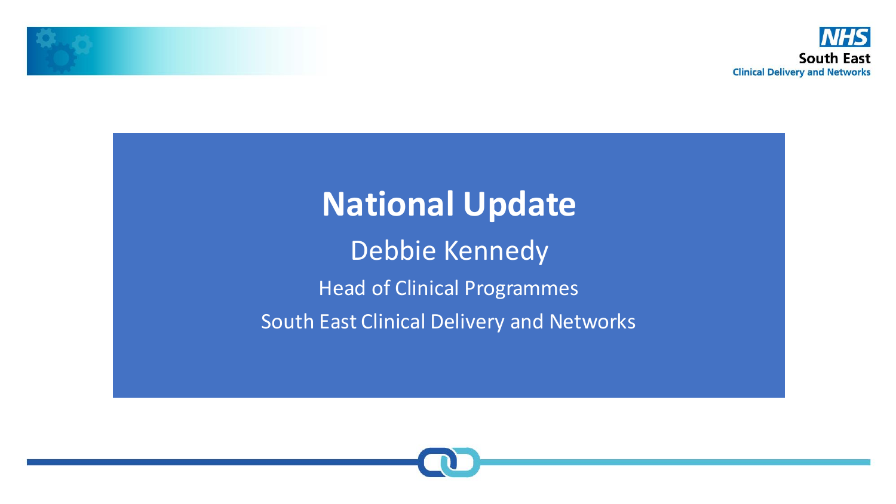# National Update

Debbie Kennedy

Head of Clinical Programmes

South East Clinical Delivery and Networks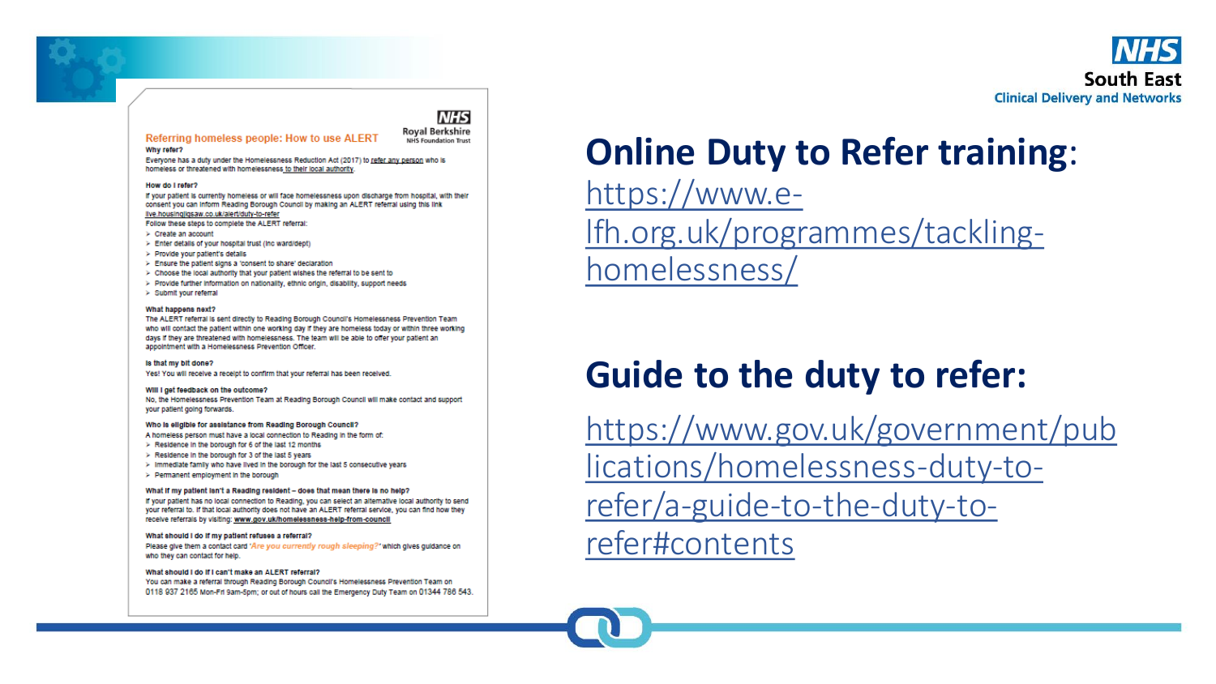NHS
South East
Clinical Delivery and Networks

NHS
Royal Berkshire
NHS Foundation Trust

## Referring homeless people: How to use ALERT

**Why refer?**

Everyone has a duty under the Homelessness Reduction Act (2017) to refer any person who is homeless or threatened with homelessness to their local authority.

**How do I refer?**

If your patient is currently homeless or will face homelessness upon discharge from hospital, with their consent you can inform Reading Borough Council by making an ALERT referral using this link live.housingjigsaw.co.uk/alert/duty-to-refer

Follow these steps to complete the ALERT referral:

- Create an account
- Enter details of your hospital trust (inc ward/dept)
- Provide your patient's details
- Ensure the patient signs a 'consent to share' declaration
- Choose the local authority that your patient wishes the referral to be sent to
- Provide further information on nationality, ethnic origin, disability, support needs
- Submit your referral

**What happens next?**

The ALERT referral is sent directly to Reading Borough Council's Homelessness Prevention Team who will contact the patient within one working day if they are homeless today or within three working days if they are threatened with homelessness. The team will be able to offer your patient an appointment with a Homelessness Prevention Officer.

**Is that my bit done?**

Yes! You will receive a receipt to confirm that your referral has been received.

**Will I get feedback on the outcome?**

No, the Homelessness Prevention Team at Reading Borough Council will make contact and support your patient going forwards.

**Who is eligible for assistance from Reading Borough Council?**

A homeless person must have a local connection to Reading in the form of:

- Residence in the borough for 6 of the last 12 months
- Residence in the borough for 3 of the last 5 years
- Immediate family who have lived in the borough for the last 5 consecutive years
- Permanent employment in the borough

**What if my patient isn't a Reading resident – does that mean there is no help?**

If your patient has no local connection to Reading, you can select an alternative local authority to send your referral to. If that local authority does not have an ALERT referral service, you can find how they receive referrals by visiting: **www.gov.uk/homelessness-help-from-council**

**What should I do if my patient refuses a referral?**

Please give them a contact card *"Are you currently rough sleeping?"* which gives guidance on who they can contact for help.

**What should I do if I can't make an ALERT referral?**

You can make a referral through Reading Borough Council's Homelessness Prevention Team on 0118 937 2165 Mon-Fri 9am-5pm; or out of hours call the Emergency Duty Team on 01344 786 543.

## **Online Duty to Refer training**:

https://www.e-lfh.org.uk/programmes/tackling-homelessness/

## **Guide to the duty to refer:**

https://www.gov.uk/government/publications/homelessness-duty-to-refer/a-guide-to-the-duty-to-refer#contents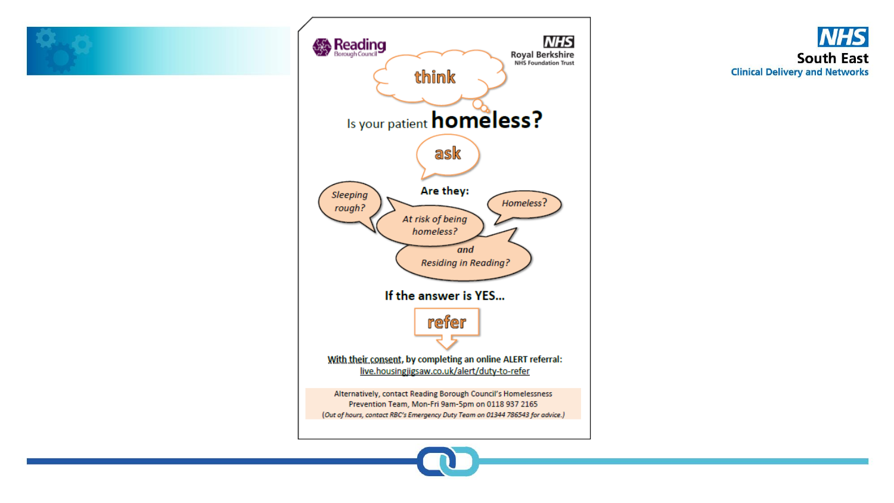Reading Borough Council

NHS Royal Berkshire NHS Foundation Trust

think

Is your patient **homeless?**

ask

**Are they:**

*Sleeping rough?*

*At risk of being homeless?*

*Homeless?*

*and Residing in Reading?*

**If the answer is YES…**

refer

**With their consent, by completing an online ALERT referral:**
live.housingjigsaw.co.uk/alert/duty-to-refer

Alternatively, contact Reading Borough Council's Homelessness Prevention Team, Mon-Fri 9am-5pm on 0118 937 2165
*(Out of hours, contact RBC's Emergency Duty Team on 01344 786543 for advice.)*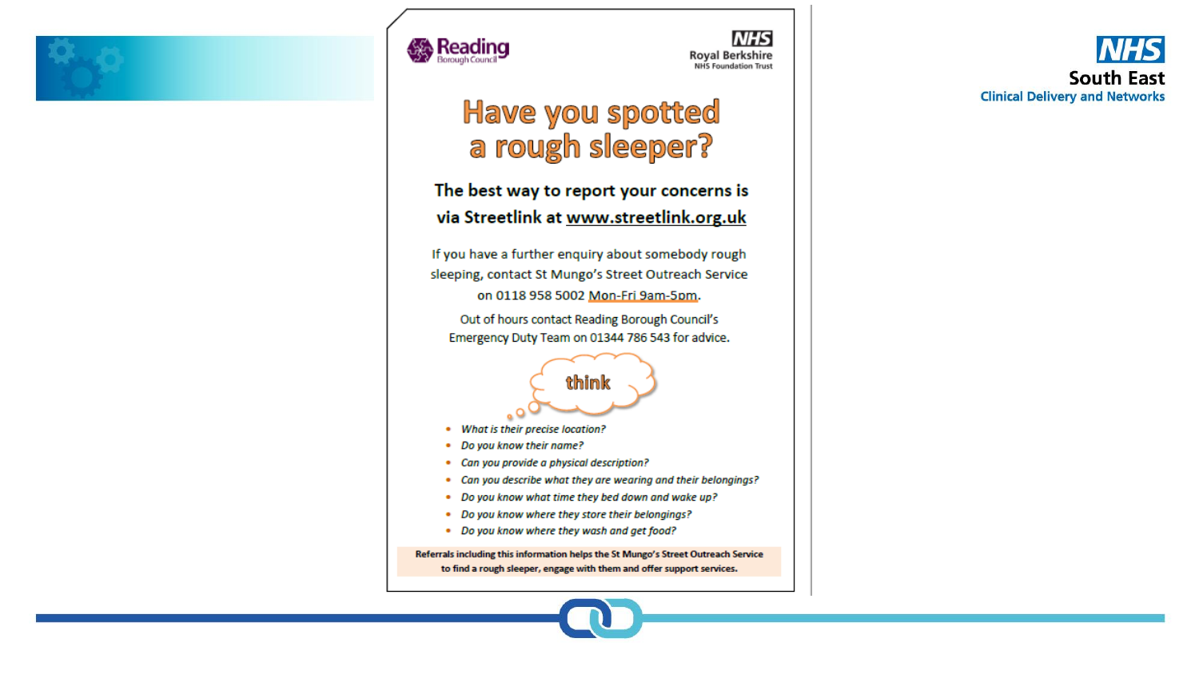Reading Borough Council

NHS Royal Berkshire NHS Foundation Trust

# Have you spotted a rough sleeper?

**The best way to report your concerns is via Streetlink at www.streetlink.org.uk**

If you have a further enquiry about somebody rough sleeping, contact St Mungo's Street Outreach Service on 0118 958 5002 Mon-Fri 9am-5pm.

Out of hours contact Reading Borough Council's Emergency Duty Team on 01344 786 543 for advice.

think

- *What is their precise location?*
- *Do you know their name?*
- *Can you provide a physical description?*
- *Can you describe what they are wearing and their belongings?*
- *Do you know what time they bed down and wake up?*
- *Do you know where they store their belongings?*
- *Do you know where they wash and get food?*

**Referrals including this information helps the St Mungo's Street Outreach Service to find a rough sleeper, engage with them and offer support services.**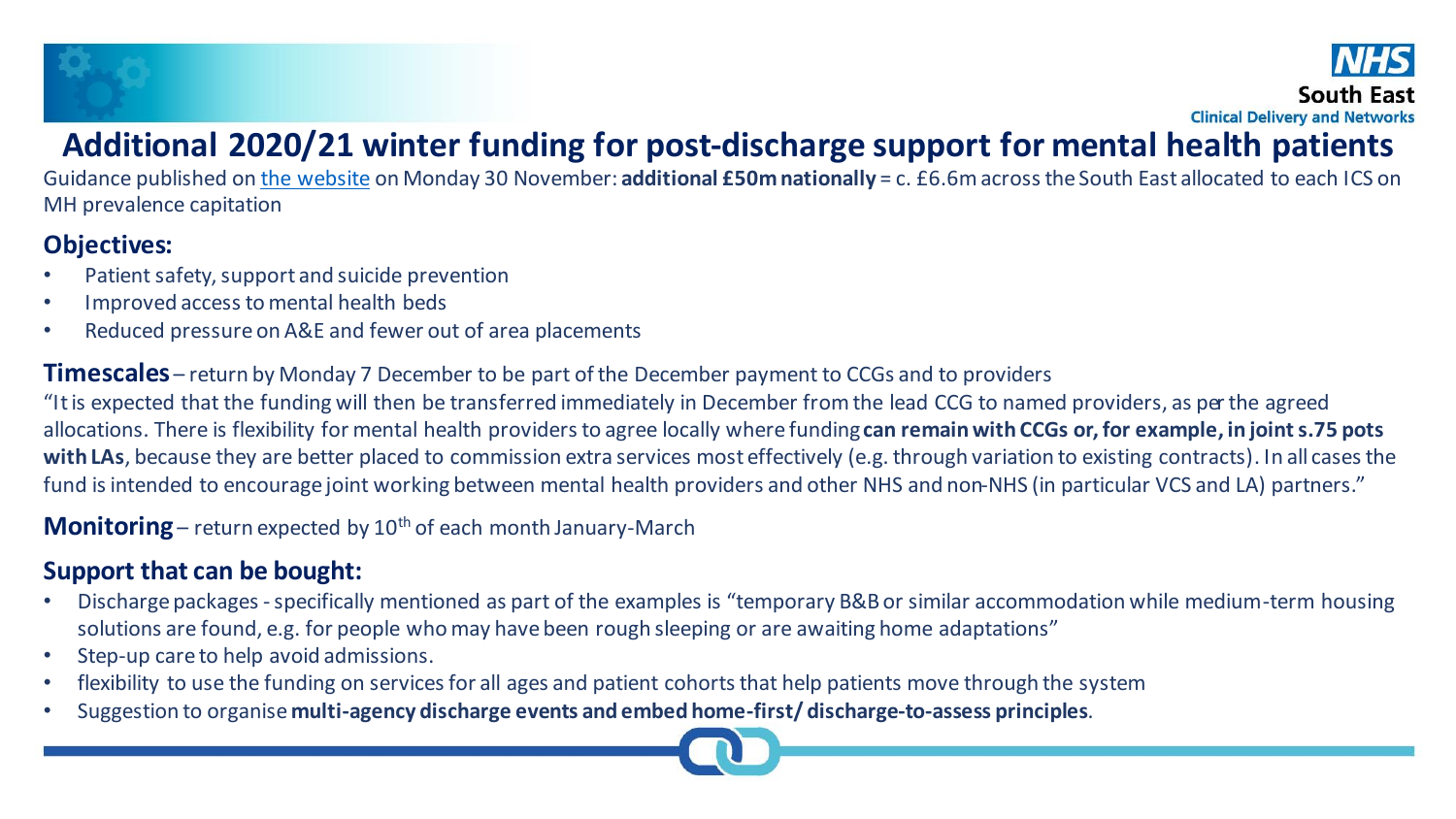# Additional 2020/21 winter funding for post-discharge support for mental health patients

Guidance published on the website on Monday 30 November: **additional £50m nationally** = c. £6.6m across the South East allocated to each ICS on MH prevalence capitation

## Objectives:

- Patient safety, support and suicide prevention
- Improved access to mental health beds
- Reduced pressure on A&E and fewer out of area placements

**Timescales** – return by Monday 7 December to be part of the December payment to CCGs and to providers

"It is expected that the funding will then be transferred immediately in December from the lead CCG to named providers, as per the agreed allocations. There is flexibility for mental health providers to agree locally where funding **can remain with CCGs or, for example, in joint s.75 pots with LAs**, because they are better placed to commission extra services most effectively (e.g. through variation to existing contracts). In all cases the fund is intended to encourage joint working between mental health providers and other NHS and non-NHS (in particular VCS and LA) partners."

**Monitoring** – return expected by 10th of each month January-March

## Support that can be bought:

- Discharge packages - specifically mentioned as part of the examples is "temporary B&B or similar accommodation while medium-term housing solutions are found, e.g. for people who may have been rough sleeping or are awaiting home adaptations"
- Step-up care to help avoid admissions.
- flexibility to use the funding on services for all ages and patient cohorts that help patients move through the system
- Suggestion to organise **multi-agency discharge events and embed home-first/ discharge-to-assess principles**.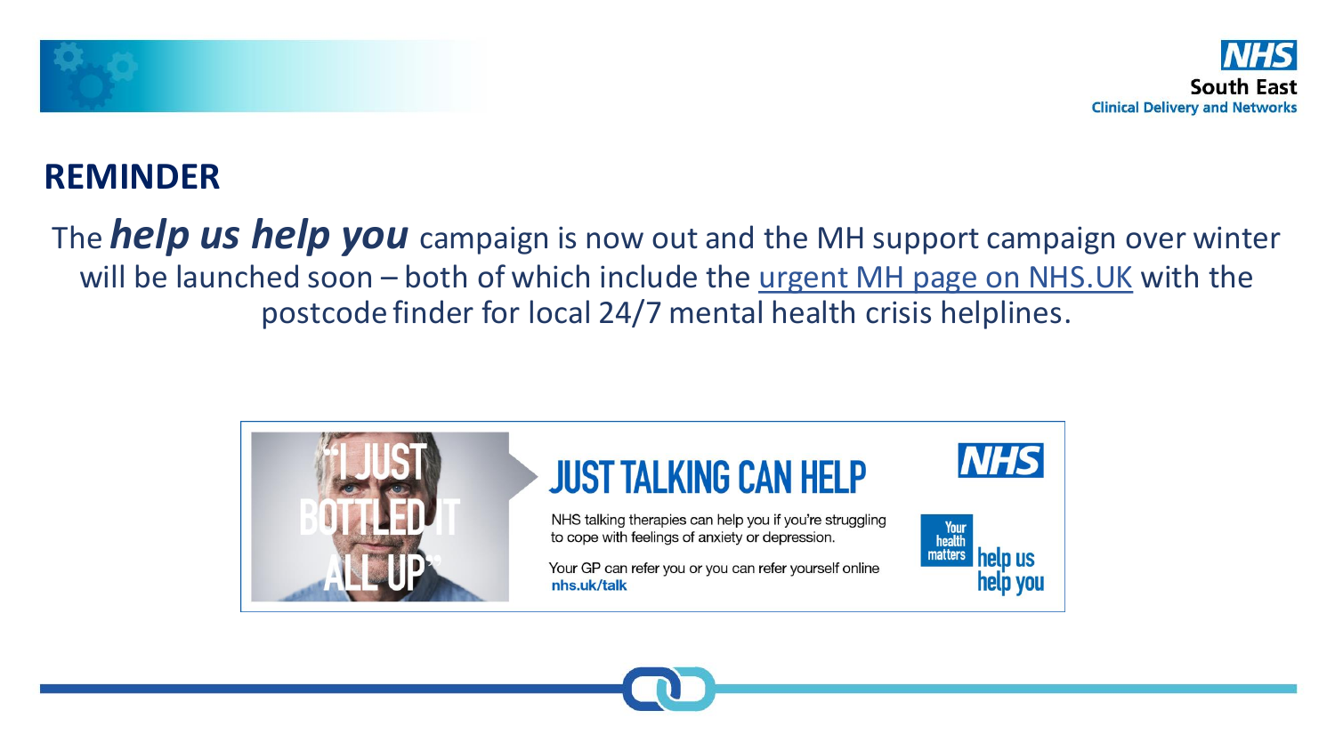## REMINDER

The ***help us help you*** campaign is now out and the MH support campaign over winter will be launched soon – both of which include the urgent MH page on NHS.UK with the postcode finder for local 24/7 mental health crisis helplines.

"I JUST BOTTLED IT ALL UP"

**JUST TALKING CAN HELP**

NHS talking therapies can help you if you're struggling to cope with feelings of anxiety or depression.

Your GP can refer you or you can refer yourself online **nhs.uk/talk**

NHS

Your health matters **help us help you**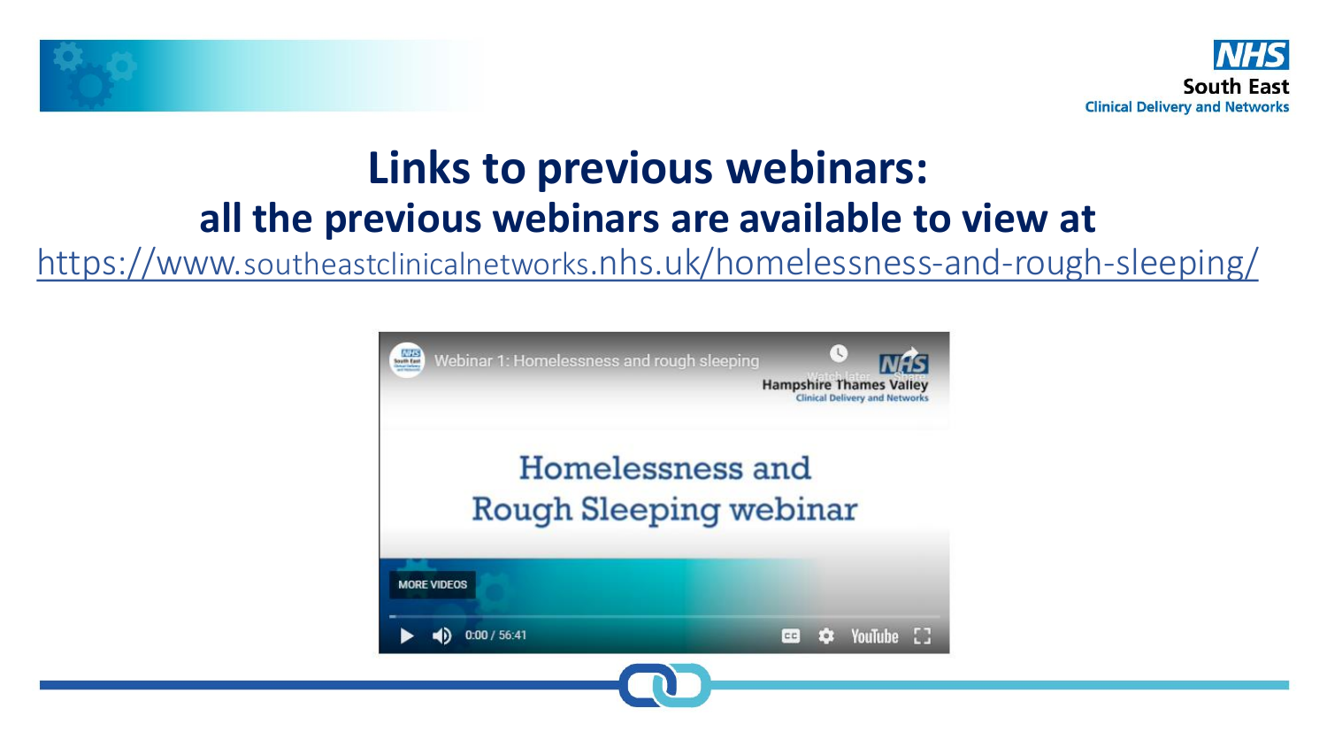# Links to previous webinars:

## all the previous webinars are available to view at

https://www.southeastclinicalnetworks.nhs.uk/homelessness-and-rough-sleeping/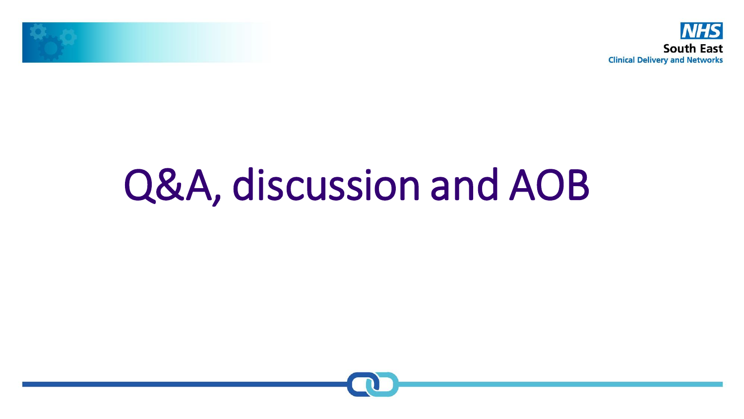# Q&A, discussion and AOB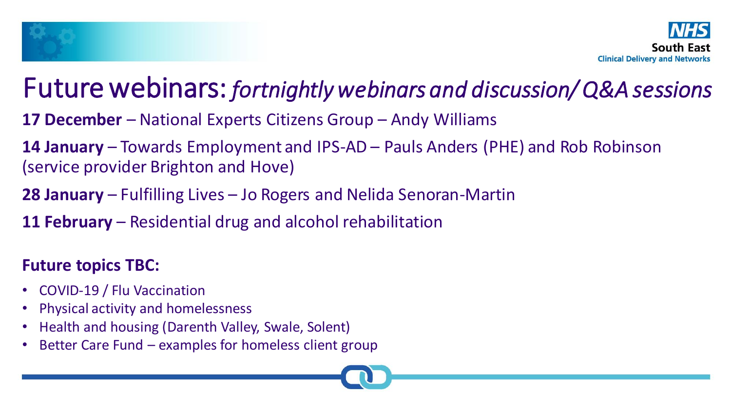# Future webinars: *fortnightly webinars and discussion/ Q&A sessions*

**17 December** – National Experts Citizens Group – Andy Williams

**14 January** – Towards Employment and IPS-AD – Pauls Anders (PHE) and Rob Robinson (service provider Brighton and Hove)

**28 January** – Fulfilling Lives – Jo Rogers and Nelida Senoran-Martin

**11 February** – Residential drug and alcohol rehabilitation

**Future topics TBC:**

- COVID-19 / Flu Vaccination
- Physical activity and homelessness
- Health and housing (Darenth Valley, Swale, Solent)
- Better Care Fund – examples for homeless client group